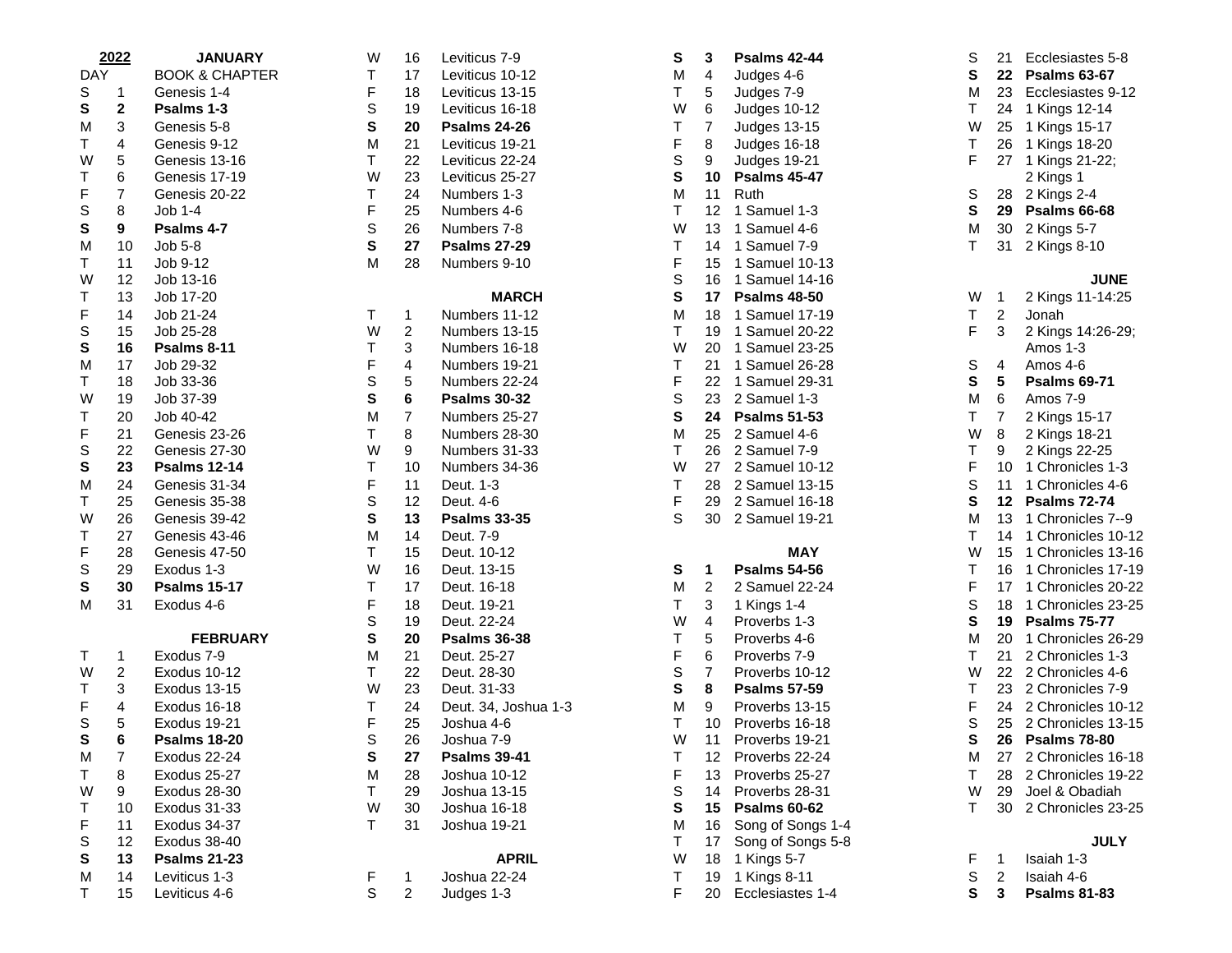**2022**

## JANUARY

| DAY | | BOOK & CHAPTER |
|---|---|---|
| S | 1 | Genesis 1-4 |
| **S** | **2** | **Psalms 1-3** |
| M | 3 | Genesis 5-8 |
| T | 4 | Genesis 9-12 |
| W | 5 | Genesis 13-16 |
| T | 6 | Genesis 17-19 |
| F | 7 | Genesis 20-22 |
| S | 8 | Job 1-4 |
| **S** | **9** | **Psalms 4-7** |
| M | 10 | Job 5-8 |
| T | 11 | Job 9-12 |
| W | 12 | Job 13-16 |
| T | 13 | Job 17-20 |
| F | 14 | Job 21-24 |
| S | 15 | Job 25-28 |
| **S** | **16** | **Psalms 8-11** |
| M | 17 | Job 29-32 |
| T | 18 | Job 33-36 |
| W | 19 | Job 37-39 |
| T | 20 | Job 40-42 |
| F | 21 | Genesis 23-26 |
| S | 22 | Genesis 27-30 |
| **S** | **23** | **Psalms 12-14** |
| M | 24 | Genesis 31-34 |
| T | 25 | Genesis 35-38 |
| W | 26 | Genesis 39-42 |
| T | 27 | Genesis 43-46 |
| F | 28 | Genesis 47-50 |
| S | 29 | Exodus 1-3 |
| **S** | **30** | **Psalms 15-17** |
| M | 31 | Exodus 4-6 |

## FEBRUARY

| DAY | | BOOK & CHAPTER |
|---|---|---|
| T | 1 | Exodus 7-9 |
| W | 2 | Exodus 10-12 |
| T | 3 | Exodus 13-15 |
| F | 4 | Exodus 16-18 |
| S | 5 | Exodus 19-21 |
| **S** | **6** | **Psalms 18-20** |
| M | 7 | Exodus 22-24 |
| T | 8 | Exodus 25-27 |
| W | 9 | Exodus 28-30 |
| T | 10 | Exodus 31-33 |
| F | 11 | Exodus 34-37 |
| S | 12 | Exodus 38-40 |
| **S** | **13** | **Psalms 21-23** |
| M | 14 | Leviticus 1-3 |
| T | 15 | Leviticus 4-6 |
| W | 16 | Leviticus 7-9 |
| T | 17 | Leviticus 10-12 |
| F | 18 | Leviticus 13-15 |
| S | 19 | Leviticus 16-18 |
| **S** | **20** | **Psalms 24-26** |
| M | 21 | Leviticus 19-21 |
| T | 22 | Leviticus 22-24 |
| W | 23 | Leviticus 25-27 |
| T | 24 | Numbers 1-3 |
| F | 25 | Numbers 4-6 |
| S | 26 | Numbers 7-8 |
| **S** | **27** | **Psalms 27-29** |
| M | 28 | Numbers 9-10 |

## MARCH

| DAY | | BOOK & CHAPTER |
|---|---|---|
| T | 1 | Numbers 11-12 |
| W | 2 | Numbers 13-15 |
| T | 3 | Numbers 16-18 |
| F | 4 | Numbers 19-21 |
| S | 5 | Numbers 22-24 |
| **S** | **6** | **Psalms 30-32** |
| M | 7 | Numbers 25-27 |
| T | 8 | Numbers 28-30 |
| W | 9 | Numbers 31-33 |
| T | 10 | Numbers 34-36 |
| F | 11 | Deut. 1-3 |
| S | 12 | Deut. 4-6 |
| **S** | **13** | **Psalms 33-35** |
| M | 14 | Deut. 7-9 |
| T | 15 | Deut. 10-12 |
| W | 16 | Deut. 13-15 |
| T | 17 | Deut. 16-18 |
| F | 18 | Deut. 19-21 |
| S | 19 | Deut. 22-24 |
| **S** | **20** | **Psalms 36-38** |
| M | 21 | Deut. 25-27 |
| T | 22 | Deut. 28-30 |
| W | 23 | Deut. 31-33 |
| T | 24 | Deut. 34, Joshua 1-3 |
| F | 25 | Joshua 4-6 |
| S | 26 | Joshua 7-9 |
| **S** | **27** | **Psalms 39-41** |
| M | 28 | Joshua 10-12 |
| T | 29 | Joshua 13-15 |
| W | 30 | Joshua 16-18 |
| T | 31 | Joshua 19-21 |

## APRIL

| DAY | | BOOK & CHAPTER |
|---|---|---|
| F | 1 | Joshua 22-24 |
| S | 2 | Judges 1-3 |
| **S** | **3** | **Psalms 42-44** |
| M | 4 | Judges 4-6 |
| T | 5 | Judges 7-9 |
| W | 6 | Judges 10-12 |
| T | 7 | Judges 13-15 |
| F | 8 | Judges 16-18 |
| S | 9 | Judges 19-21 |
| **S** | **10** | **Psalms 45-47** |
| M | 11 | Ruth |
| T | 12 | 1 Samuel 1-3 |
| W | 13 | 1 Samuel 4-6 |
| T | 14 | 1 Samuel 7-9 |
| F | 15 | 1 Samuel 10-13 |
| S | 16 | 1 Samuel 14-16 |
| **S** | **17** | **Psalms 48-50** |
| M | 18 | 1 Samuel 17-19 |
| T | 19 | 1 Samuel 20-22 |
| W | 20 | 1 Samuel 23-25 |
| T | 21 | 1 Samuel 26-28 |
| F | 22 | 1 Samuel 29-31 |
| S | 23 | 2 Samuel 1-3 |
| **S** | **24** | **Psalms 51-53** |
| M | 25 | 2 Samuel 4-6 |
| T | 26 | 2 Samuel 7-9 |
| W | 27 | 2 Samuel 10-12 |
| T | 28 | 2 Samuel 13-15 |
| F | 29 | 2 Samuel 16-18 |
| S | 30 | 2 Samuel 19-21 |

## MAY

| DAY | | BOOK & CHAPTER |
|---|---|---|
| **S** | **1** | **Psalms 54-56** |
| M | 2 | 2 Samuel 22-24 |
| T | 3 | 1 Kings 1-4 |
| W | 4 | Proverbs 1-3 |
| T | 5 | Proverbs 4-6 |
| F | 6 | Proverbs 7-9 |
| S | 7 | Proverbs 10-12 |
| **S** | **8** | **Psalms 57-59** |
| M | 9 | Proverbs 13-15 |
| T | 10 | Proverbs 16-18 |
| W | 11 | Proverbs 19-21 |
| T | 12 | Proverbs 22-24 |
| F | 13 | Proverbs 25-27 |
| S | 14 | Proverbs 28-31 |
| **S** | **15** | **Psalms 60-62** |
| M | 16 | Song of Songs 1-4 |
| T | 17 | Song of Songs 5-8 |
| W | 18 | 1 Kings 5-7 |
| T | 19 | 1 Kings 8-11 |
| F | 20 | Ecclesiastes 1-4 |
| S | 21 | Ecclesiastes 5-8 |
| **S** | **22** | **Psalms 63-67** |
| M | 23 | Ecclesiastes 9-12 |
| T | 24 | 1 Kings 12-14 |
| W | 25 | 1 Kings 15-17 |
| T | 26 | 1 Kings 18-20 |
| F | 27 | 1 Kings 21-22; 2 Kings 1 |
| S | 28 | 2 Kings 2-4 |
| **S** | **29** | **Psalms 66-68** |
| M | 30 | 2 Kings 5-7 |
| T | 31 | 2 Kings 8-10 |

## JUNE

| DAY | | BOOK & CHAPTER |
|---|---|---|
| W | 1 | 2 Kings 11-14:25 |
| T | 2 | Jonah |
| F | 3 | 2 Kings 14:26-29; Amos 1-3 |
| S | 4 | Amos 4-6 |
| **S** | **5** | **Psalms 69-71** |
| M | 6 | Amos 7-9 |
| T | 7 | 2 Kings 15-17 |
| W | 8 | 2 Kings 18-21 |
| T | 9 | 2 Kings 22-25 |
| F | 10 | 1 Chronicles 1-3 |
| S | 11 | 1 Chronicles 4-6 |
| **S** | **12** | **Psalms 72-74** |
| M | 13 | 1 Chronicles 7--9 |
| T | 14 | 1 Chronicles 10-12 |
| W | 15 | 1 Chronicles 13-16 |
| T | 16 | 1 Chronicles 17-19 |
| F | 17 | 1 Chronicles 20-22 |
| S | 18 | 1 Chronicles 23-25 |
| **S** | **19** | **Psalms 75-77** |
| M | 20 | 1 Chronicles 26-29 |
| T | 21 | 2 Chronicles 1-3 |
| W | 22 | 2 Chronicles 4-6 |
| T | 23 | 2 Chronicles 7-9 |
| F | 24 | 2 Chronicles 10-12 |
| S | 25 | 2 Chronicles 13-15 |
| **S** | **26** | **Psalms 78-80** |
| M | 27 | 2 Chronicles 16-18 |
| T | 28 | 2 Chronicles 19-22 |
| W | 29 | Joel & Obadiah |
| T | 30 | 2 Chronicles 23-25 |

## JULY

| DAY | | BOOK & CHAPTER |
|---|---|---|
| F | 1 | Isaiah 1-3 |
| S | 2 | Isaiah 4-6 |
| **S** | **3** | **Psalms 81-83** |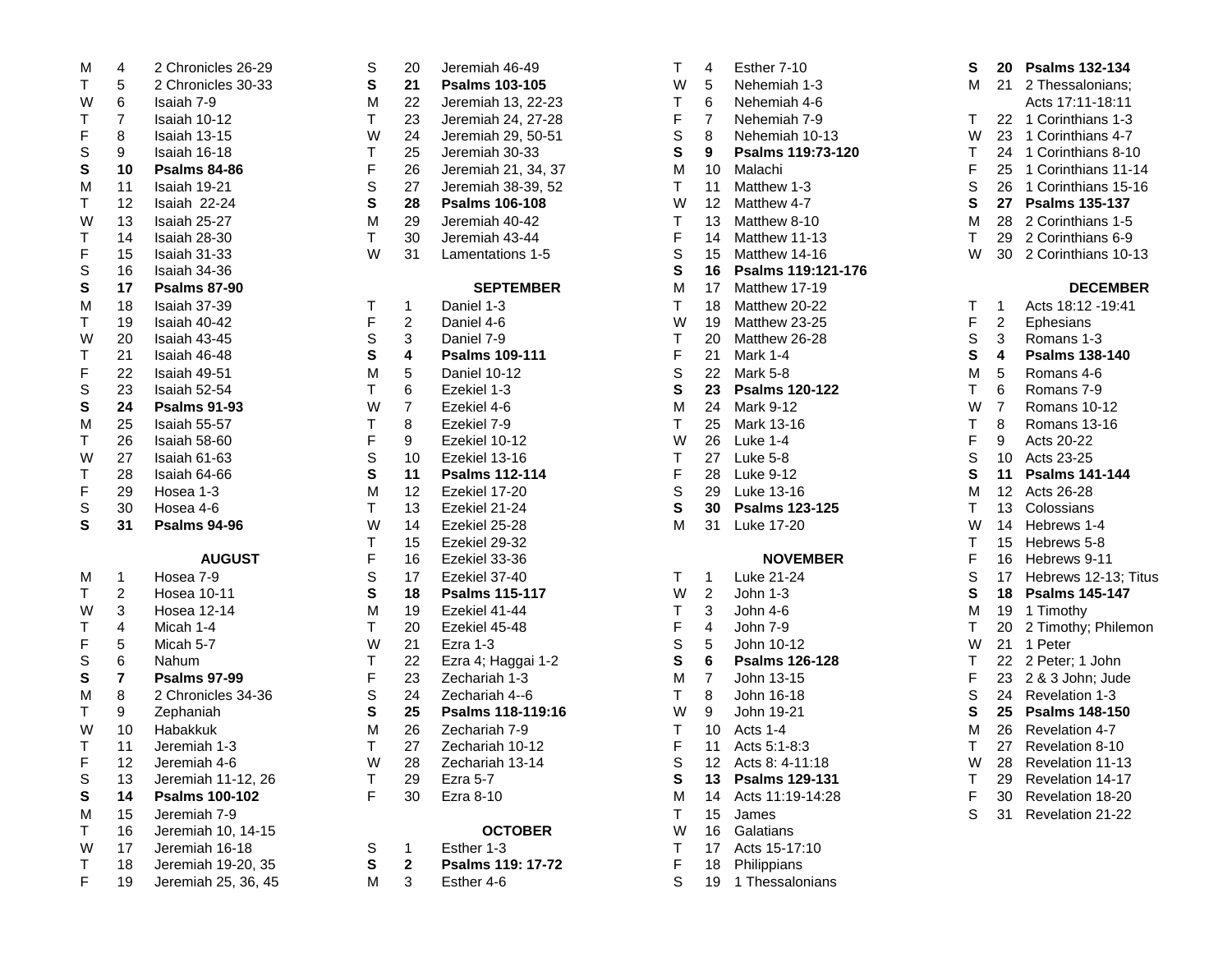| | | |
|---|---|---|
| M | 4 | 2 Chronicles 26-29 |
| T | 5 | 2 Chronicles 30-33 |
| W | 6 | Isaiah 7-9 |
| T | 7 | Isaiah 10-12 |
| F | 8 | Isaiah 13-15 |
| S | 9 | Isaiah 16-18 |
| **S** | **10** | **Psalms 84-86** |
| M | 11 | Isaiah 19-21 |
| T | 12 | Isaiah 22-24 |
| W | 13 | Isaiah 25-27 |
| T | 14 | Isaiah 28-30 |
| F | 15 | Isaiah 31-33 |
| S | 16 | Isaiah 34-36 |
| **S** | **17** | **Psalms 87-90** |
| M | 18 | Isaiah 37-39 |
| T | 19 | Isaiah 40-42 |
| W | 20 | Isaiah 43-45 |
| T | 21 | Isaiah 46-48 |
| F | 22 | Isaiah 49-51 |
| S | 23 | Isaiah 52-54 |
| **S** | **24** | **Psalms 91-93** |
| M | 25 | Isaiah 55-57 |
| T | 26 | Isaiah 58-60 |
| W | 27 | Isaiah 61-63 |
| T | 28 | Isaiah 64-66 |
| F | 29 | Hosea 1-3 |
| S | 30 | Hosea 4-6 |
| **S** | **31** | **Psalms 94-96** |

**AUGUST**

| | | |
|---|---|---|
| M | 1 | Hosea 7-9 |
| T | 2 | Hosea 10-11 |
| W | 3 | Hosea 12-14 |
| T | 4 | Micah 1-4 |
| F | 5 | Micah 5-7 |
| S | 6 | Nahum |
| **S** | **7** | **Psalms 97-99** |
| M | 8 | 2 Chronicles 34-36 |
| T | 9 | Zephaniah |
| W | 10 | Habakkuk |
| T | 11 | Jeremiah 1-3 |
| F | 12 | Jeremiah 4-6 |
| S | 13 | Jeremiah 11-12, 26 |
| **S** | **14** | **Psalms 100-102** |
| M | 15 | Jeremiah 7-9 |
| T | 16 | Jeremiah 10, 14-15 |
| W | 17 | Jeremiah 16-18 |
| T | 18 | Jeremiah 19-20, 35 |
| F | 19 | Jeremiah 25, 36, 45 |
| S | 20 | Jeremiah 46-49 |
| **S** | **21** | **Psalms 103-105** |
| M | 22 | Jeremiah 13, 22-23 |
| T | 23 | Jeremiah 24, 27-28 |
| W | 24 | Jeremiah 29, 50-51 |
| T | 25 | Jeremiah 30-33 |
| F | 26 | Jeremiah 21, 34, 37 |
| S | 27 | Jeremiah 38-39, 52 |
| **S** | **28** | **Psalms 106-108** |
| M | 29 | Jeremiah 40-42 |
| T | 30 | Jeremiah 43-44 |
| W | 31 | Lamentations 1-5 |

**SEPTEMBER**

| | | |
|---|---|---|
| T | 1 | Daniel 1-3 |
| F | 2 | Daniel 4-6 |
| S | 3 | Daniel 7-9 |
| **S** | **4** | **Psalms 109-111** |
| M | 5 | Daniel 10-12 |
| T | 6 | Ezekiel 1-3 |
| W | 7 | Ezekiel 4-6 |
| T | 8 | Ezekiel 7-9 |
| F | 9 | Ezekiel 10-12 |
| S | 10 | Ezekiel 13-16 |
| **S** | **11** | **Psalms 112-114** |
| M | 12 | Ezekiel 17-20 |
| T | 13 | Ezekiel 21-24 |
| W | 14 | Ezekiel 25-28 |
| T | 15 | Ezekiel 29-32 |
| F | 16 | Ezekiel 33-36 |
| S | 17 | Ezekiel 37-40 |
| **S** | **18** | **Psalms 115-117** |
| M | 19 | Ezekiel 41-44 |
| T | 20 | Ezekiel 45-48 |
| W | 21 | Ezra 1-3 |
| T | 22 | Ezra 4; Haggai 1-2 |
| F | 23 | Zechariah 1-3 |
| S | 24 | Zechariah 4--6 |
| **S** | **25** | **Psalms 118-119:16** |
| M | 26 | Zechariah 7-9 |
| T | 27 | Zechariah 10-12 |
| W | 28 | Zechariah 13-14 |
| T | 29 | Ezra 5-7 |
| F | 30 | Ezra 8-10 |

**OCTOBER**

| | | |
|---|---|---|
| S | 1 | Esther 1-3 |
| **S** | **2** | **Psalms 119: 17-72** |
| M | 3 | Esther 4-6 |
| T | 4 | Esther 7-10 |
| W | 5 | Nehemiah 1-3 |
| T | 6 | Nehemiah 4-6 |
| F | 7 | Nehemiah 7-9 |
| S | 8 | Nehemiah 10-13 |
| **S** | **9** | **Psalms 119:73-120** |
| M | 10 | Malachi |
| T | 11 | Matthew 1-3 |
| W | 12 | Matthew 4-7 |
| T | 13 | Matthew 8-10 |
| F | 14 | Matthew 11-13 |
| S | 15 | Matthew 14-16 |
| **S** | **16** | **Psalms 119:121-176** |
| M | 17 | Matthew 17-19 |
| T | 18 | Matthew 20-22 |
| W | 19 | Matthew 23-25 |
| T | 20 | Matthew 26-28 |
| F | 21 | Mark 1-4 |
| S | 22 | Mark 5-8 |
| **S** | **23** | **Psalms 120-122** |
| M | 24 | Mark 9-12 |
| T | 25 | Mark 13-16 |
| W | 26 | Luke 1-4 |
| T | 27 | Luke 5-8 |
| F | 28 | Luke 9-12 |
| S | 29 | Luke 13-16 |
| **S** | **30** | **Psalms 123-125** |
| M | 31 | Luke 17-20 |

**NOVEMBER**

| | | |
|---|---|---|
| T | 1 | Luke 21-24 |
| W | 2 | John 1-3 |
| T | 3 | John 4-6 |
| F | 4 | John 7-9 |
| S | 5 | John 10-12 |
| **S** | **6** | **Psalms 126-128** |
| M | 7 | John 13-15 |
| T | 8 | John 16-18 |
| W | 9 | John 19-21 |
| T | 10 | Acts 1-4 |
| F | 11 | Acts 5:1-8:3 |
| S | 12 | Acts 8: 4-11:18 |
| **S** | **13** | **Psalms 129-131** |
| M | 14 | Acts 11:19-14:28 |
| T | 15 | James |
| W | 16 | Galatians |
| T | 17 | Acts 15-17:10 |
| F | 18 | Philippians |
| S | 19 | 1 Thessalonians |
| **S** | **20** | **Psalms 132-134** |
| M | 21 | 2 Thessalonians; Acts 17:11-18:11 |
| T | 22 | 1 Corinthians 1-3 |
| W | 23 | 1 Corinthians 4-7 |
| T | 24 | 1 Corinthians 8-10 |
| F | 25 | 1 Corinthians 11-14 |
| S | 26 | 1 Corinthians 15-16 |
| **S** | **27** | **Psalms 135-137** |
| M | 28 | 2 Corinthians 1-5 |
| T | 29 | 2 Corinthians 6-9 |
| W | 30 | 2 Corinthians 10-13 |

**DECEMBER**

| | | |
|---|---|---|
| T | 1 | Acts 18:12 -19:41 |
| F | 2 | Ephesians |
| S | 3 | Romans 1-3 |
| **S** | **4** | **Psalms 138-140** |
| M | 5 | Romans 4-6 |
| T | 6 | Romans 7-9 |
| W | 7 | Romans 10-12 |
| T | 8 | Romans 13-16 |
| F | 9 | Acts 20-22 |
| S | 10 | Acts 23-25 |
| **S** | **11** | **Psalms 141-144** |
| M | 12 | Acts 26-28 |
| T | 13 | Colossians |
| W | 14 | Hebrews 1-4 |
| T | 15 | Hebrews 5-8 |
| F | 16 | Hebrews 9-11 |
| S | 17 | Hebrews 12-13; Titus |
| **S** | **18** | **Psalms 145-147** |
| M | 19 | 1 Timothy |
| T | 20 | 2 Timothy; Philemon |
| W | 21 | 1 Peter |
| T | 22 | 2 Peter; 1 John |
| F | 23 | 2 & 3 John; Jude |
| S | 24 | Revelation 1-3 |
| **S** | **25** | **Psalms 148-150** |
| M | 26 | Revelation 4-7 |
| T | 27 | Revelation 8-10 |
| W | 28 | Revelation 11-13 |
| T | 29 | Revelation 14-17 |
| F | 30 | Revelation 18-20 |
| S | 31 | Revelation 21-22 |